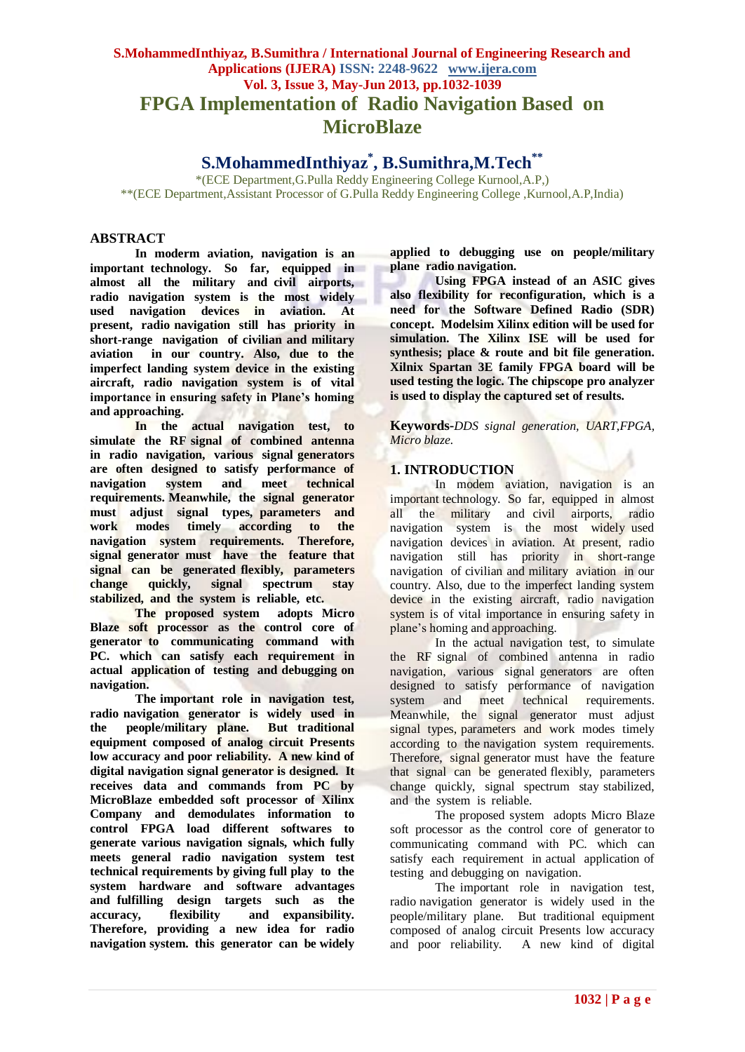# FPGA Implementation of Radio Navigation Based on MicroBlaze

## S.MohammedInthiyaz[*], B.Sumithra,M.Tech[**]

*(ECE Department,G.Pulla Reddy Engineering College Kurnool,A.P,)
**(ECE Department,Assistant Processor of G.Pulla Reddy Engineering College ,Kurnool,A.P,India)

## ABSTRACT

**In moderm aviation, navigation is an important technology. So far, equipped in almost all the military and civil airports, radio navigation system is the most widely used navigation devices in aviation. At present, radio navigation still has priority in short-range navigation of civilian and military aviation in our country. Also, due to the imperfect landing system device in the existing aircraft, radio navigation system is of vital importance in ensuring safety in Plane's homing and approaching.**

**In the actual navigation test, to simulate the RF signal of combined antenna in radio navigation, various signal generators are often designed to satisfy performance of navigation system and meet technical requirements. Meanwhile, the signal generator must adjust signal types, parameters and work modes timely according to the navigation system requirements. Therefore, signal generator must have the feature that signal can be generated flexibly, parameters change quickly, signal spectrum stay stabilized, and the system is reliable, etc.**

**The proposed system adopts Micro Blaze soft processor as the control core of generator to communicating command with PC. which can satisfy each requirement in actual application of testing and debugging on navigation.**

**The important role in navigation test, radio navigation generator is widely used in the people/military plane. But traditional equipment composed of analog circuit Presents low accuracy and poor reliability. A new kind of digital navigation signal generator is designed. It receives data and commands from PC by MicroBlaze embedded soft processor of Xilinx Company and demodulates information to control FPGA load different softwares to generate various navigation signals, which fully meets general radio navigation system test technical requirements by giving full play to the system hardware and software advantages and fulfilling design targets such as the accuracy, flexibility and expansibility. Therefore, providing a new idea for radio navigation system. this generator can be widely applied to debugging use on people/military plane radio navigation.**

**Using FPGA instead of an ASIC gives also flexibility for reconfiguration, which is a need for the Software Defined Radio (SDR) concept. Modelsim Xilinx edition will be used for simulation. The Xilinx ISE will be used for synthesis; place & route and bit file generation. Xilnix Spartan 3E family FPGA board will be used testing the logic. The chipscope pro analyzer is used to display the captured set of results.**

**Keywords-***DDS signal generation, UART,FPGA, Micro blaze.*

## 1. INTRODUCTION

In modem aviation, navigation is an important technology. So far, equipped in almost all the military and civil airports, radio navigation system is the most widely used navigation devices in aviation. At present, radio navigation still has priority in short-range navigation of civilian and military aviation in our country. Also, due to the imperfect landing system device in the existing aircraft, radio navigation system is of vital importance in ensuring safety in plane's homing and approaching.

In the actual navigation test, to simulate the RF signal of combined antenna in radio navigation, various signal generators are often designed to satisfy performance of navigation system and meet technical requirements. Meanwhile, the signal generator must adjust signal types, parameters and work modes timely according to the navigation system requirements. Therefore, signal generator must have the feature that signal can be generated flexibly, parameters change quickly, signal spectrum stay stabilized, and the system is reliable.

The proposed system adopts Micro Blaze soft processor as the control core of generator to communicating command with PC. which can satisfy each requirement in actual application of testing and debugging on navigation.

The important role in navigation test, radio navigation generator is widely used in the people/military plane. But traditional equipment composed of analog circuit Presents low accuracy and poor reliability. A new kind of digital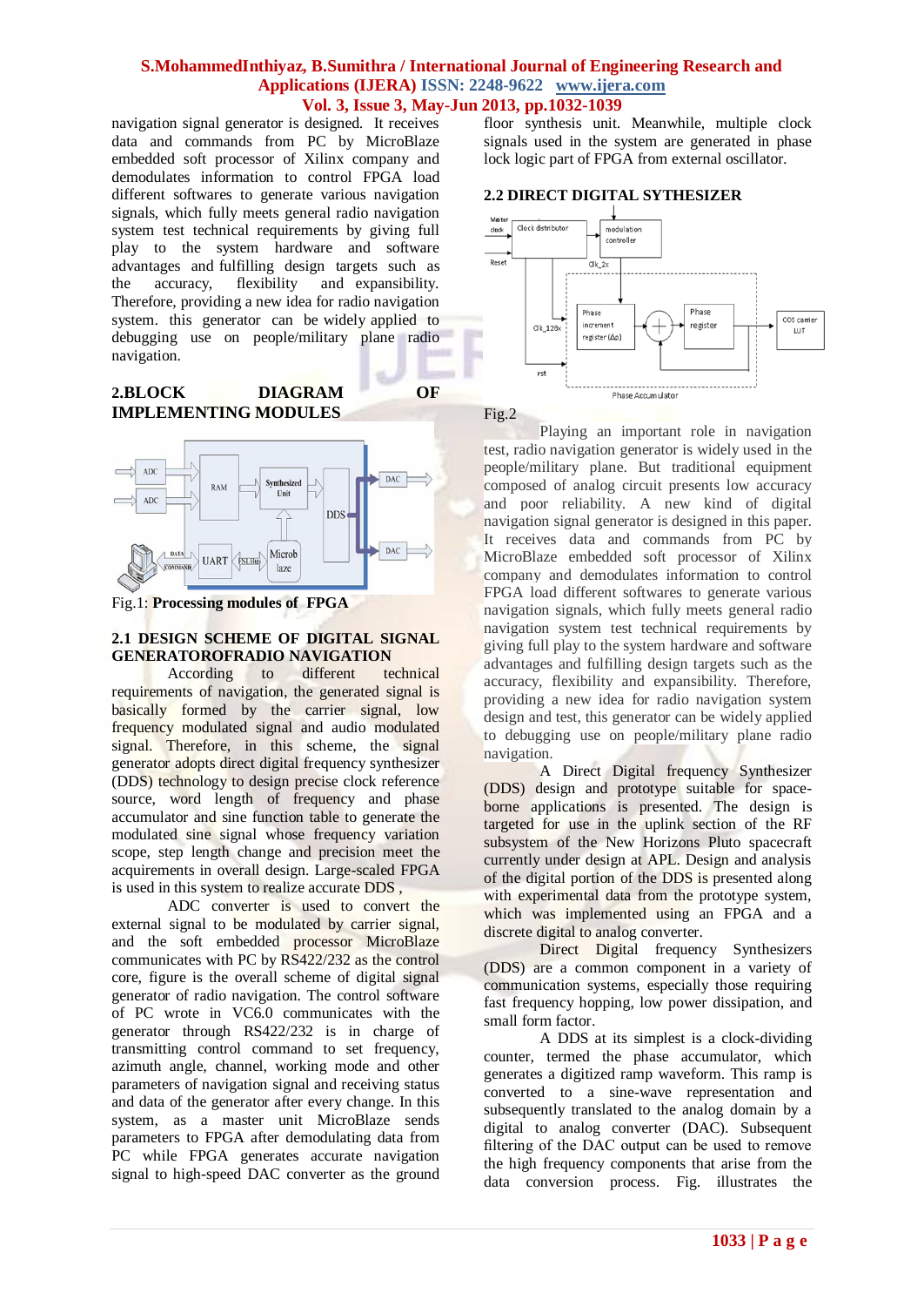navigation signal generator is designed. It receives data and commands from PC by MicroBlaze embedded soft processor of Xilinx company and demodulates information to control FPGA load different softwares to generate various navigation signals, which fully meets general radio navigation system test technical requirements by giving full play to the system hardware and software advantages and fulfilling design targets such as the accuracy, flexibility and expansibility. Therefore, providing a new idea for radio navigation system. this generator can be widely applied to debugging use on people/military plane radio navigation.

## 2.BLOCK DIAGRAM OF IMPLEMENTING MODULES

Fig.1: **Processing modules of FPGA**

### 2.1 DESIGN SCHEME OF DIGITAL SIGNAL GENERATOROFRADIO NAVIGATION

According to different technical requirements of navigation, the generated signal is basically formed by the carrier signal, low frequency modulated signal and audio modulated signal. Therefore, in this scheme, the signal generator adopts direct digital frequency synthesizer (DDS) technology to design precise clock reference source, word length of frequency and phase accumulator and sine function table to generate the modulated sine signal whose frequency variation scope, step length change and precision meet the acquirements in overall design. Large-scaled FPGA is used in this system to realize accurate DDS ,

ADC converter is used to convert the external signal to be modulated by carrier signal, and the soft embedded processor MicroBlaze communicates with PC by RS422/232 as the control core, figure is the overall scheme of digital signal generator of radio navigation. The control software of PC wrote in VC6.0 communicates with the generator through RS422/232 is in charge of transmitting control command to set frequency, azimuth angle, channel, working mode and other parameters of navigation signal and receiving status and data of the generator after every change. In this system, as a master unit MicroBlaze sends parameters to FPGA after demodulating data from PC while FPGA generates accurate navigation signal to high-speed DAC converter as the ground floor synthesis unit. Meanwhile, multiple clock signals used in the system are generated in phase lock logic part of FPGA from external oscillator.

### 2.2 DIRECT DIGITAL SYTHESIZER

Fig.2

Playing an important role in navigation test, radio navigation generator is widely used in the people/military plane. But traditional equipment composed of analog circuit presents low accuracy and poor reliability. A new kind of digital navigation signal generator is designed in this paper. It receives data and commands from PC by MicroBlaze embedded soft processor of Xilinx company and demodulates information to control FPGA load different softwares to generate various navigation signals, which fully meets general radio navigation system test technical requirements by giving full play to the system hardware and software advantages and fulfilling design targets such as the accuracy, flexibility and expansibility. Therefore, providing a new idea for radio navigation system design and test, this generator can be widely applied to debugging use on people/military plane radio navigation.

A Direct Digital frequency Synthesizer (DDS) design and prototype suitable for space-borne applications is presented. The design is targeted for use in the uplink section of the RF subsystem of the New Horizons Pluto spacecraft currently under design at APL. Design and analysis of the digital portion of the DDS is presented along with experimental data from the prototype system, which was implemented using an FPGA and a discrete digital to analog converter.

Direct Digital frequency Synthesizers (DDS) are a common component in a variety of communication systems, especially those requiring fast frequency hopping, low power dissipation, and small form factor.

A DDS at its simplest is a clock-dividing counter, termed the phase accumulator, which generates a digitized ramp waveform. This ramp is converted to a sine-wave representation and subsequently translated to the analog domain by a digital to analog converter (DAC). Subsequent filtering of the DAC output can be used to remove the high frequency components that arise from the data conversion process. Fig. illustrates the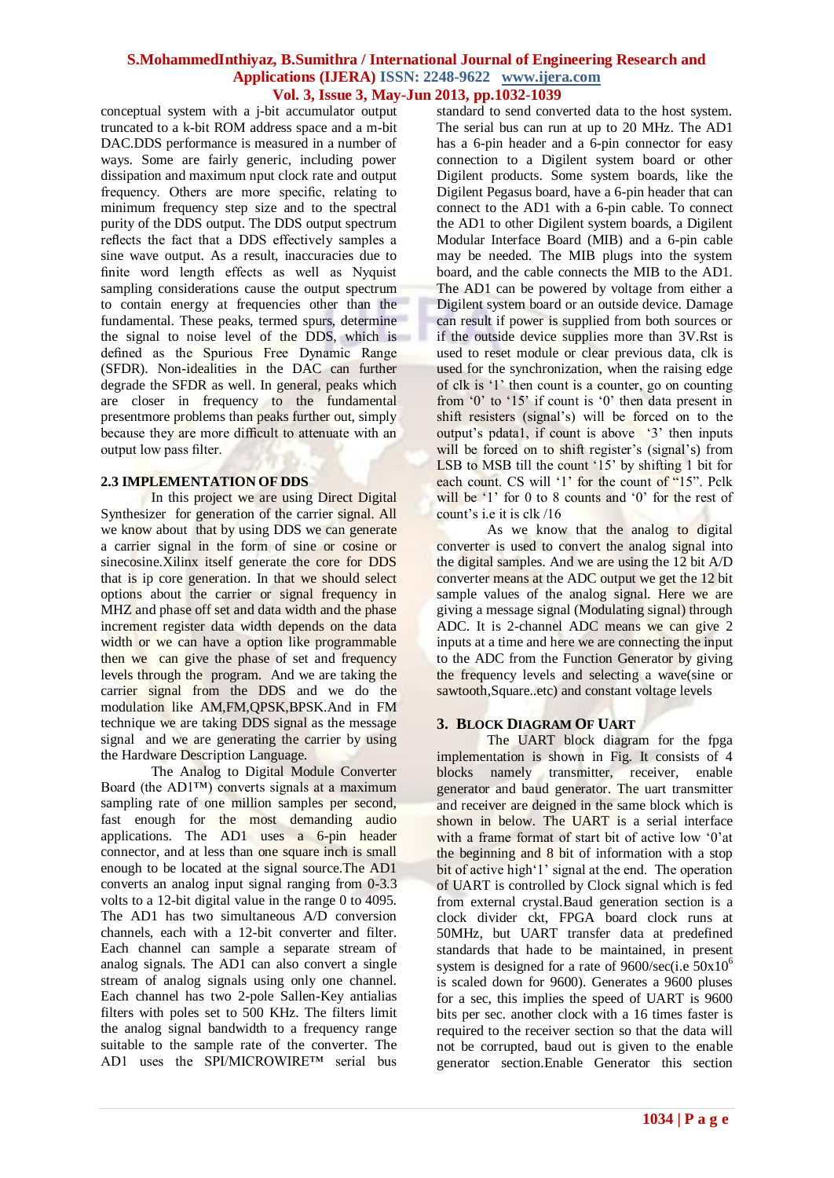conceptual system with a j-bit accumulator output truncated to a k-bit ROM address space and a m-bit DAC.DDS performance is measured in a number of ways. Some are fairly generic, including power dissipation and maximum nput clock rate and output frequency. Others are more specific, relating to minimum frequency step size and to the spectral purity of the DDS output. The DDS output spectrum reflects the fact that a DDS effectively samples a sine wave output. As a result, inaccuracies due to finite word length effects as well as Nyquist sampling considerations cause the output spectrum to contain energy at frequencies other than the fundamental. These peaks, termed spurs, determine the signal to noise level of the DDS, which is defined as the Spurious Free Dynamic Range (SFDR). Non-idealities in the DAC can further degrade the SFDR as well. In general, peaks which are closer in frequency to the fundamental presentmore problems than peaks further out, simply because they are more difficult to attenuate with an output low pass filter.

### 2.3 IMPLEMENTATION OF DDS

In this project we are using Direct Digital Synthesizer for generation of the carrier signal. All we know about that by using DDS we can generate a carrier signal in the form of sine or cosine or sinecosine.Xilinx itself generate the core for DDS that is ip core generation. In that we should select options about the carrier or signal frequency in MHZ and phase off set and data width and the phase increment register data width depends on the data width or we can have a option like programmable then we can give the phase of set and frequency levels through the program. And we are taking the carrier signal from the DDS and we do the modulation like AM,FM,QPSK,BPSK.And in FM technique we are taking DDS signal as the message signal and we are generating the carrier by using the Hardware Description Language.

The Analog to Digital Module Converter Board (the AD1™) converts signals at a maximum sampling rate of one million samples per second, fast enough for the most demanding audio applications. The AD1 uses a 6-pin header connector, and at less than one square inch is small enough to be located at the signal source.The AD1 converts an analog input signal ranging from 0-3.3 volts to a 12-bit digital value in the range 0 to 4095. The AD1 has two simultaneous A/D conversion channels, each with a 12-bit converter and filter. Each channel can sample a separate stream of analog signals. The AD1 can also convert a single stream of analog signals using only one channel. Each channel has two 2-pole Sallen-Key antialias filters with poles set to 500 KHz. The filters limit the analog signal bandwidth to a frequency range suitable to the sample rate of the converter. The AD1 uses the SPI/MICROWIRE™ serial bus standard to send converted data to the host system. The serial bus can run at up to 20 MHz. The AD1 has a 6-pin header and a 6-pin connector for easy connection to a Digilent system board or other Digilent products. Some system boards, like the Digilent Pegasus board, have a 6-pin header that can connect to the AD1 with a 6-pin cable. To connect the AD1 to other Digilent system boards, a Digilent Modular Interface Board (MIB) and a 6-pin cable may be needed. The MIB plugs into the system board, and the cable connects the MIB to the AD1. The AD1 can be powered by voltage from either a Digilent system board or an outside device. Damage can result if power is supplied from both sources or if the outside device supplies more than 3V.Rst is used to reset module or clear previous data, clk is used for the synchronization, when the raising edge of clk is '1' then count is a counter, go on counting from '0' to '15' if count is '0' then data present in shift resisters (signal's) will be forced on to the output's pdata1, if count is above '3' then inputs will be forced on to shift register's (signal's) from LSB to MSB till the count '15' by shifting 1 bit for each count. CS will '1' for the count of "15". Pclk will be '1' for 0 to 8 counts and '0' for the rest of count's i.e it is clk /16

As we know that the analog to digital converter is used to convert the analog signal into the digital samples. And we are using the 12 bit A/D converter means at the ADC output we get the 12 bit sample values of the analog signal. Here we are giving a message signal (Modulating signal) through ADC. It is 2-channel ADC means we can give 2 inputs at a time and here we are connecting the input to the ADC from the Function Generator by giving the frequency levels and selecting a wave(sine or sawtooth,Square..etc) and constant voltage levels

## 3. BLOCK DIAGRAM OF UART

The UART block diagram for the fpga implementation is shown in Fig. It consists of 4 blocks namely transmitter, receiver, enable generator and baud generator. The uart transmitter and receiver are deigned in the same block which is shown in below. The UART is a serial interface with a frame format of start bit of active low '0'at the beginning and 8 bit of information with a stop bit of active high'1' signal at the end. The operation of UART is controlled by Clock signal which is fed from external crystal.Baud generation section is a clock divider ckt, FPGA board clock runs at 50MHz, but UART transfer data at predefined standards that hade to be maintained, in present system is designed for a rate of 9600/sec(i.e $50\text{x}10^6$ is scaled down for 9600). Generates a 9600 pluses for a sec, this implies the speed of UART is 9600 bits per sec. another clock with a 16 times faster is required to the receiver section so that the data will not be corrupted, baud out is given to the enable generator section.Enable Generator this section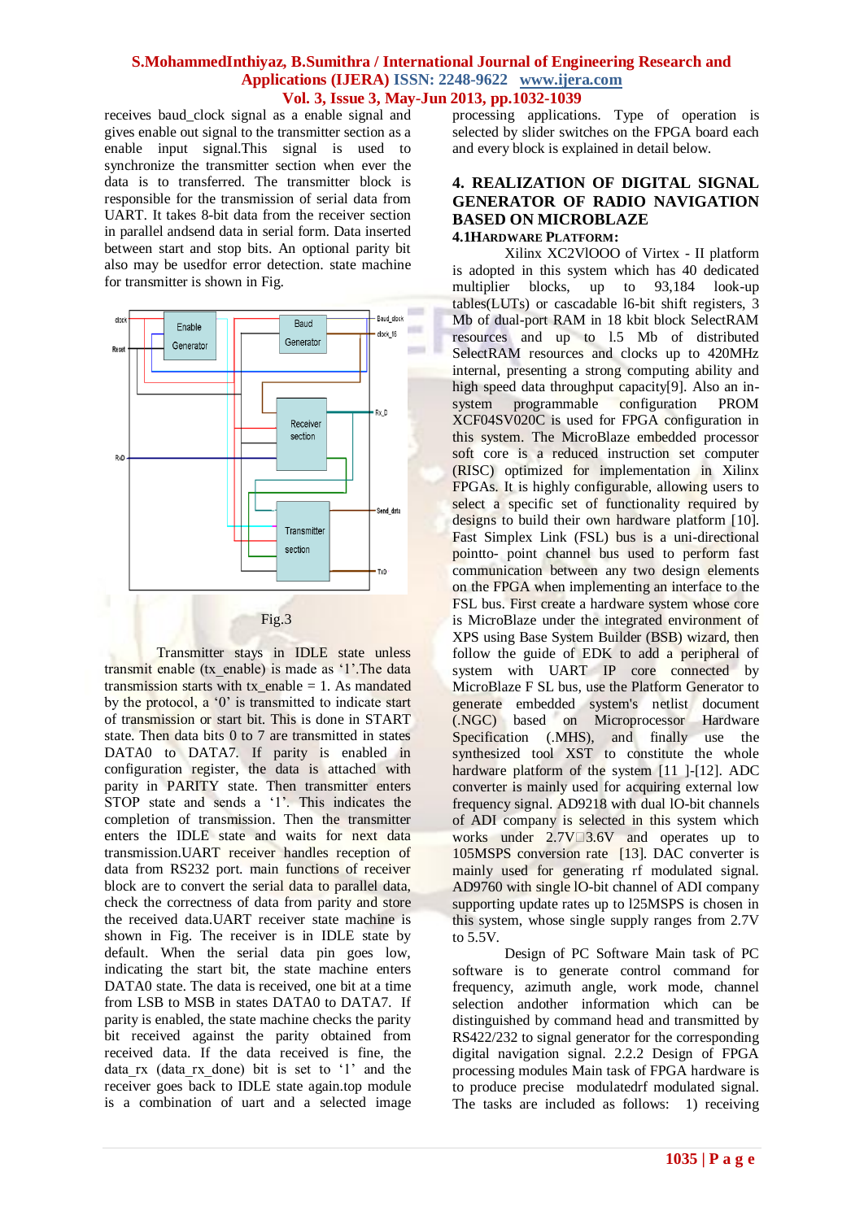receives baud_clock signal as a enable signal and gives enable out signal to the transmitter section as a enable input signal.This signal is used to synchronize the transmitter section when ever the data is to transferred. The transmitter block is responsible for the transmission of serial data from UART. It takes 8-bit data from the receiver section in parallel andsend data in serial form. Data inserted between start and stop bits. An optional parity bit also may be usedfor error detection. state machine for transmitter is shown in Fig.

Fig.3

Transmitter stays in IDLE state unless transmit enable (tx_enable) is made as '1'.The data transmission starts with tx_enable = 1. As mandated by the protocol, a '0' is transmitted to indicate start of transmission or start bit. This is done in START state. Then data bits 0 to 7 are transmitted in states DATA0 to DATA7. If parity is enabled in configuration register, the data is attached with parity in PARITY state. Then transmitter enters STOP state and sends a '1'. This indicates the completion of transmission. Then the transmitter enters the IDLE state and waits for next data transmission.UART receiver handles reception of data from RS232 port. main functions of receiver block are to convert the serial data to parallel data, check the correctness of data from parity and store the received data.UART receiver state machine is shown in Fig. The receiver is in IDLE state by default. When the serial data pin goes low, indicating the start bit, the state machine enters DATA0 state. The data is received, one bit at a time from LSB to MSB in states DATA0 to DATA7. If parity is enabled, the state machine checks the parity bit received against the parity obtained from received data. If the data received is fine, the data_rx (data_rx_done) bit is set to '1' and the receiver goes back to IDLE state again.top module is a combination of uart and a selected image processing applications. Type of operation is selected by slider switches on the FPGA board each and every block is explained in detail below.

## 4. REALIZATION OF DIGITAL SIGNAL GENERATOR OF RADIO NAVIGATION BASED ON MICROBLAZE

### 4.1HARDWARE PLATFORM:

Xilinx XC2VlOOO of Virtex - II platform is adopted in this system which has 40 dedicated multiplier blocks, up to 93,184 look-up tables(LUTs) or cascadable l6-bit shift registers, 3 Mb of dual-port RAM in 18 kbit block SelectRAM resources and up to l.5 Mb of distributed SelectRAM resources and clocks up to 420MHz internal, presenting a strong computing ability and high speed data throughput capacity[9]. Also an in-system programmable configuration PROM XCF04SV020C is used for FPGA configuration in this system. The MicroBlaze embedded processor soft core is a reduced instruction set computer (RISC) optimized for implementation in Xilinx FPGAs. It is highly configurable, allowing users to select a specific set of functionality required by designs to build their own hardware platform [10]. Fast Simplex Link (FSL) bus is a uni-directional pointto- point channel bus used to perform fast communication between any two design elements on the FPGA when implementing an interface to the FSL bus. First create a hardware system whose core is MicroBlaze under the integrated environment of XPS using Base System Builder (BSB) wizard, then follow the guide of EDK to add a peripheral of system with UART IP core connected by MicroBlaze F SL bus, use the Platform Generator to generate embedded system's netlist document (.NGC) based on Microprocessor Hardware Specification (.MHS), and finally use the synthesized tool XST to constitute the whole hardware platform of the system [11 ]-[12]. ADC converter is mainly used for acquiring external low frequency signal. AD9218 with dual lO-bit channels of ADI company is selected in this system which works under 2.7V□3.6V and operates up to 105MSPS conversion rate [13]. DAC converter is mainly used for generating rf modulated signal. AD9760 with single lO-bit channel of ADI company supporting update rates up to l25MSPS is chosen in this system, whose single supply ranges from 2.7V to 5.5V.

Design of PC Software Main task of PC software is to generate control command for frequency, azimuth angle, work mode, channel selection andother information which can be distinguished by command head and transmitted by RS422/232 to signal generator for the corresponding digital navigation signal. 2.2.2 Design of FPGA processing modules Main task of FPGA hardware is to produce precise modulatedrf modulated signal. The tasks are included as follows: 1) receiving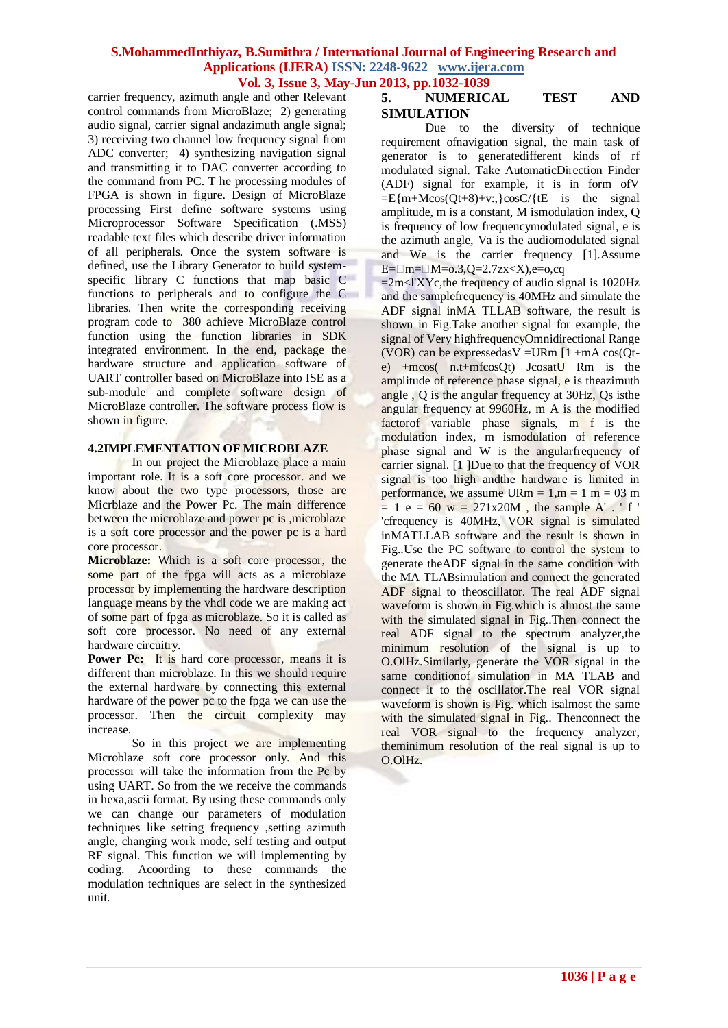carrier frequency, azimuth angle and other Relevant control commands from MicroBlaze; 2) generating audio signal, carrier signal andazimuth angle signal; 3) receiving two channel low frequency signal from ADC converter; 4) synthesizing navigation signal and transmitting it to DAC converter according to the command from PC. T he processing modules of FPGA is shown in figure. Design of MicroBlaze processing First define software systems using Microprocessor Software Specification (.MSS) readable text files which describe driver information of all peripherals. Once the system software is defined, use the Library Generator to build system-specific library C functions that map basic C functions to peripherals and to configure the C libraries. Then write the corresponding receiving program code to 380 achieve MicroBlaze control function using the function libraries in SDK integrated environment. In the end, package the hardware structure and application software of UART controller based on MicroBlaze into ISE as a sub-module and complete software design of MicroBlaze controller. The software process flow is shown in figure.

### 4.2IMPLEMENTATION OF MICROBLAZE

In our project the Microblaze place a main important role. It is a soft core processor. and we know about the two type processors, those are Micrblaze and the Power Pc. The main difference between the microblaze and power pc is ,microblaze is a soft core processor and the power pc is a hard core processor.

**Microblaze:** Which is a soft core processor, the some part of the fpga will acts as a microblaze processor by implementing the hardware description language means by the vhdl code we are making act of some part of fpga as microblaze. So it is called as soft core processor. No need of any external hardware circuitry.

**Power Pc:** It is hard core processor, means it is different than microblaze. In this we should require the external hardware by connecting this external hardware of the power pc to the fpga we can use the processor. Then the circuit complexity may increase.

So in this project we are implementing Microblaze soft core processor only. And this processor will take the information from the Pc by using UART. So from the we receive the commands in hexa,ascii format. By using these commands only we can change our parameters of modulation techniques like setting frequency ,setting azimuth angle, changing work mode, self testing and output RF signal. This function we will implementing by coding. Acoording to these commands the modulation techniques are select in the synthesized unit.

## 5. NUMERICAL TEST AND SIMULATION

Due to the diversity of technique requirement ofnavigation signal, the main task of generator is to generatedifferent kinds of rf modulated signal. Take AutomaticDirection Finder (ADF) signal for example, it is in form ofV =E{m+Mcos(Qt+8)+v:,}cosC/{tE is the signal amplitude, m is a constant, M ismodulation index, Q is frequency of low frequencymodulated signal, e is the azimuth angle, Va is the audiomodulated signal and We is the carrier frequency [1].Assume E=□m=□M=o.3,Q=2.7zx<X),e=o,cq =2m<l'XYc,the frequency of audio signal is 1020Hz and the samplefrequency is 40MHz and simulate the ADF signal inMA TLLAB software, the result is shown in Fig.Take another signal for example, the signal of Very highfrequencyOmnidirectional Range (VOR) can be expressedasV =URm [1 +mA cos(Qt-e) +mcos( n.t+mfcosQt) JcosatU Rm is the amplitude of reference phase signal, e is theazimuth angle , Q is the angular frequency at 30Hz, Qs isthe angular frequency at 9960Hz, m A is the modified factorof variable phase signals, m f is the modulation index, m ismodulation of reference phase signal and W is the angularfrequency of carrier signal. [1 ]Due to that the frequency of VOR signal is too high andthe hardware is limited in performance, we assume URm = 1,m = 1 m = 03 m = 1 e = 60 w = 271x20M , the sample A' . ' f ' 'cfrequency is 40MHz, VOR signal is simulated inMATLLAB software and the result is shown in Fig..Use the PC software to control the system to generate theADF signal in the same condition with the MA TLABsimulation and connect the generated ADF signal to theoscillator. The real ADF signal waveform is shown in Fig.which is almost the same with the simulated signal in Fig..Then connect the real ADF signal to the spectrum analyzer,the minimum resolution of the signal is up to O.OlHz.Similarly, generate the VOR signal in the same conditionof simulation in MA TLAB and connect it to the oscillator.The real VOR signal waveform is shown is Fig. which isalmost the same with the simulated signal in Fig.. Thenconnect the real VOR signal to the frequency analyzer, theminimum resolution of the real signal is up to O.OlHz.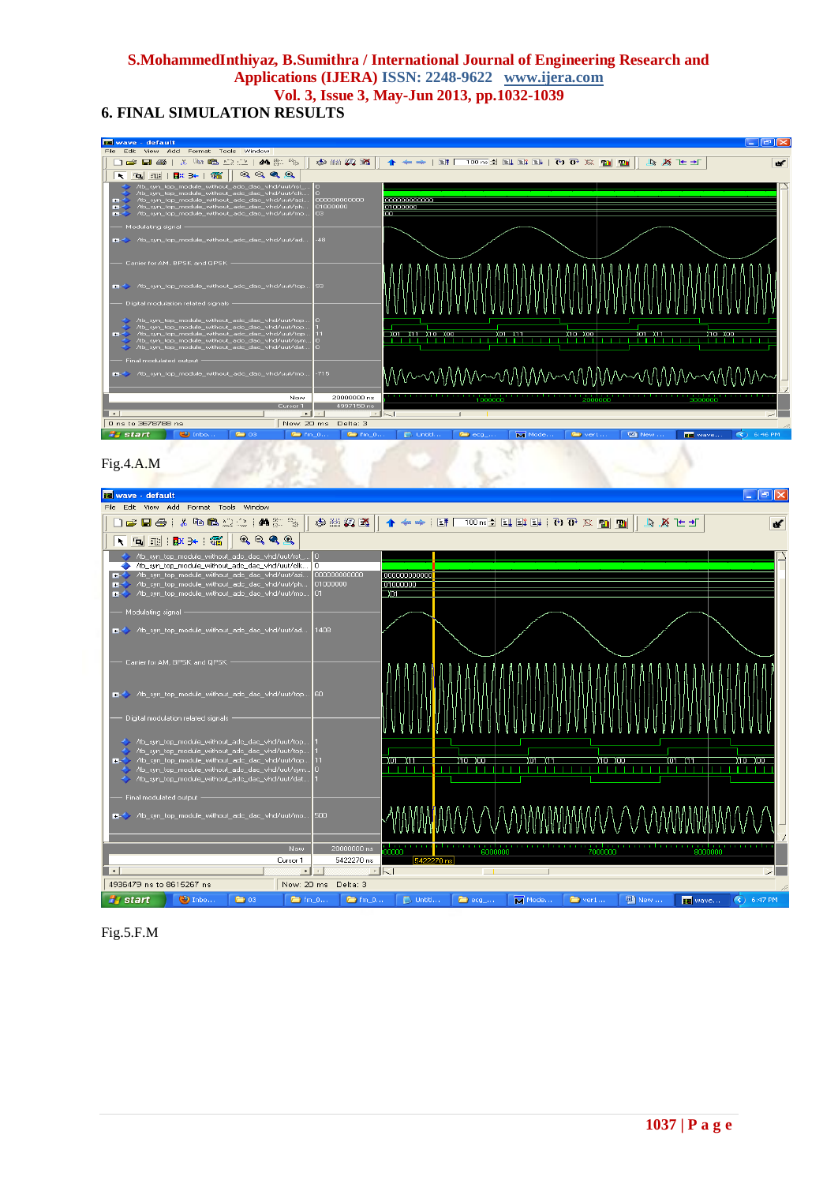## 6. FINAL SIMULATION RESULTS

Fig.4.A.M

Fig.5.F.M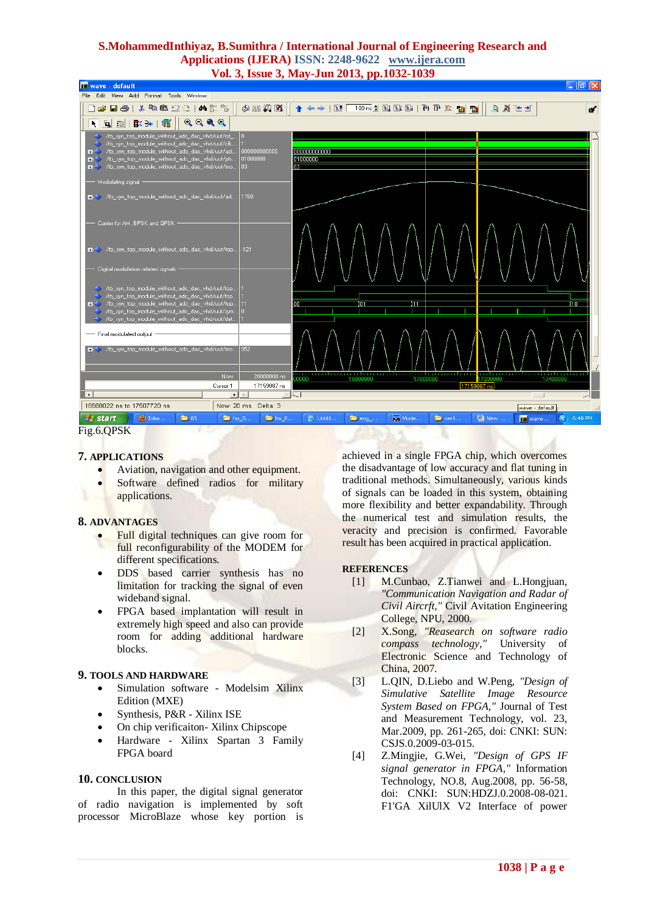Fig.6.QPSK

## 7. APPLICATIONS

- Aviation, navigation and other equipment.
- Software defined radios for military applications.

## 8. ADVANTAGES

- Full digital techniques can give room for full reconfigurability of the MODEM for different specifications.
- DDS based carrier synthesis has no limitation for tracking the signal of even wideband signal.
- FPGA based implantation will result in extremely high speed and also can provide room for adding additional hardware blocks.

## 9. TOOLS AND HARDWARE

- Simulation software - Modelsim Xilinx Edition (MXE)
- Synthesis, P&R - Xilinx ISE
- On chip verificaiton- Xilinx Chipscope
- Hardware - Xilinx Spartan 3 Family FPGA board

## 10. CONCLUSION

In this paper, the digital signal generator of radio navigation is implemented by soft processor MicroBlaze whose key portion is achieved in a single FPGA chip, which overcomes the disadvantage of low accuracy and flat tuning in traditional methods. Simultaneously, various kinds of signals can be loaded in this system, obtaining more flexibility and better expandability. Through the numerical test and simulation results, the veracity and precision is confirmed. Favorable result has been acquired in practical application.

## REFERENCES

[1] M.Cunbao, Z.Tianwei and L.Hongjuan, *"Communication Navigation and Radar of Civil Aircrft,"* Civil Avitation Engineering College, NPU, 2000.

[2] X.Song, *"Reasearch on software radio compass technology,"* University of Electronic Science and Technology of China, 2007.

[3] L.QIN, D.Liebo and W.Peng, *"Design of Simulative Satellite Image Resource System Based on FPGA,"* Journal of Test and Measurement Technology, vol. 23, Mar.2009, pp. 261-265, doi: CNKI: SUN: CSJS.0.2009-03-015.

[4] Z.Mingjie, G.Wei, *"Design of GPS IF signal generator in FPGA,"* Information Technology, NO.8, Aug.2008, pp. 56-58, doi: CNKI: SUN:HDZJ.0.2008-08-021. F1'GA XilUlX V2 Interface of power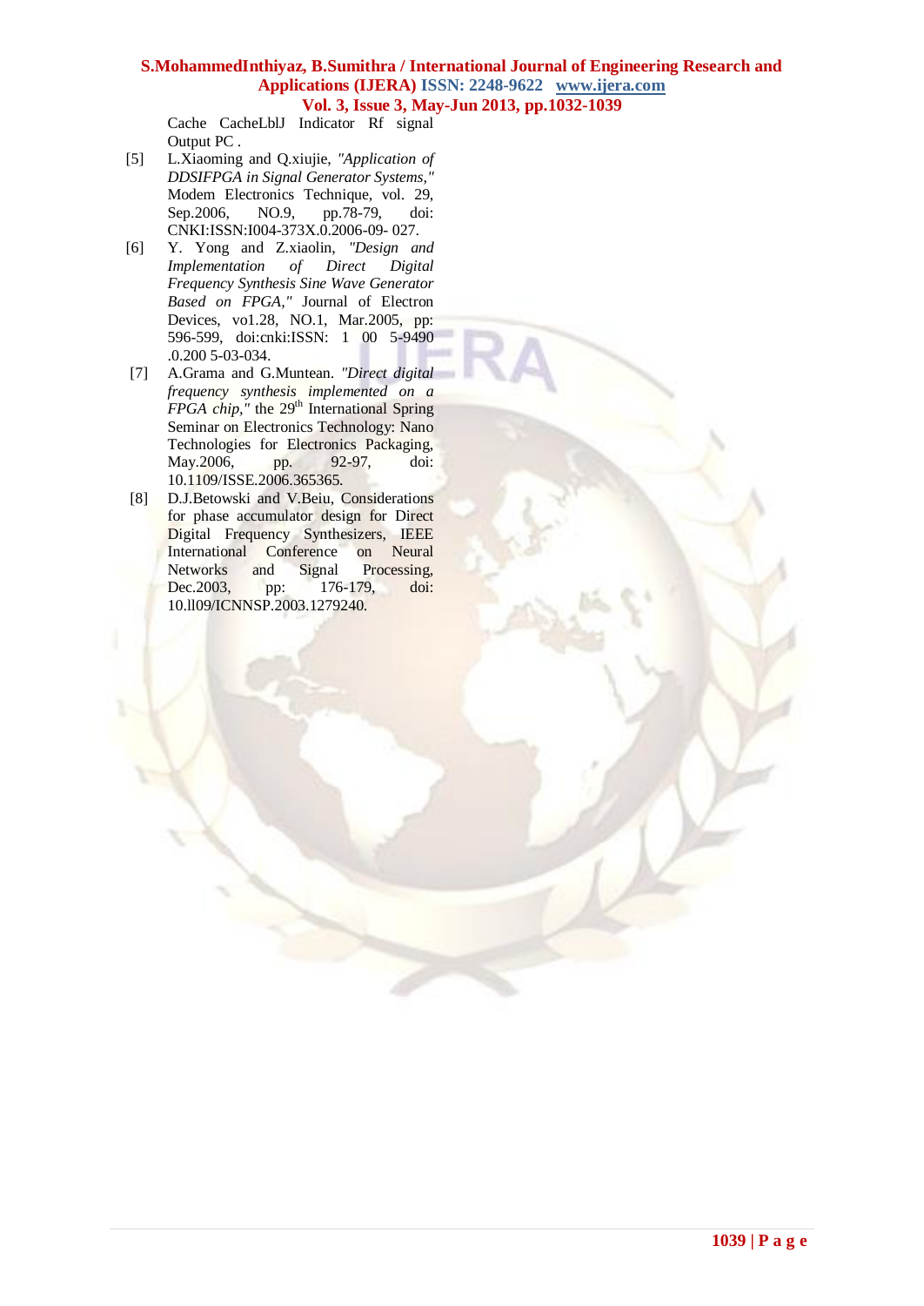Cache CacheLblJ Indicator Rf signal Output PC .

[5] L.Xiaoming and Q.xiujie, *"Application of DDSIFPGA in Signal Generator Systems,"* Modem Electronics Technique, vol. 29, Sep.2006, NO.9, pp.78-79, doi: CNKI:ISSN:I004-373X.0.2006-09- 027.

[6] Y. Yong and Z.xiaolin, *"Design and Implementation of Direct Digital Frequency Synthesis Sine Wave Generator Based on FPGA,"* Journal of Electron Devices, vo1.28, NO.1, Mar.2005, pp: 596-599, doi:cnki:ISSN: 1 00 5-9490 .0.200 5-03-034.

[7] A.Grama and G.Muntean. *"Direct digital frequency synthesis implemented on a FPGA chip,"* the 29th International Spring Seminar on Electronics Technology: Nano Technologies for Electronics Packaging, May.2006, pp. 92-97, doi: 10.1109/ISSE.2006.365365.

[8] D.J.Betowski and V.Beiu, Considerations for phase accumulator design for Direct Digital Frequency Synthesizers, IEEE International Conference on Neural Networks and Signal Processing, Dec.2003, pp: 176-179, doi: 10.ll09/ICNNSP.2003.1279240.